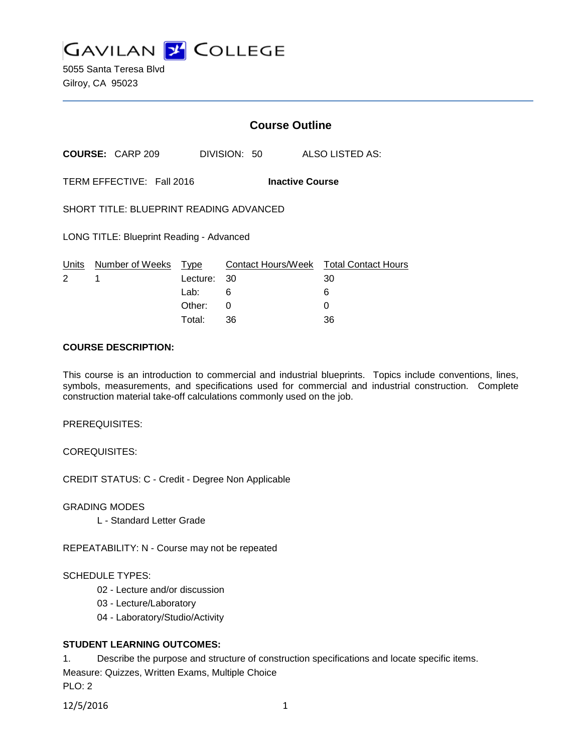# GAVILAN COLLEGE

5055 Santa Teresa Blvd
Gilroy, CA 95023

## Course Outline

**COURSE:** CARP 209 DIVISION: 50 ALSO LISTED AS:

TERM EFFECTIVE: Fall 2016 **Inactive Course**

SHORT TITLE: BLUEPRINT READING ADVANCED

LONG TITLE: Blueprint Reading - Advanced

| Units | Number of Weeks | Type | Contact Hours/Week | Total Contact Hours |
|---|---|---|---|---|
| 2 | 1 | Lecture: | 30 | 30 |
| | | Lab: | 6 | 6 |
| | | Other: | 0 | 0 |
| | | Total: | 36 | 36 |

**COURSE DESCRIPTION:**

This course is an introduction to commercial and industrial blueprints. Topics include conventions, lines, symbols, measurements, and specifications used for commercial and industrial construction. Complete construction material take-off calculations commonly used on the job.

PREREQUISITES:

COREQUISITES:

CREDIT STATUS: C - Credit - Degree Non Applicable

GRADING MODES

L - Standard Letter Grade

REPEATABILITY: N - Course may not be repeated

SCHEDULE TYPES:

02 - Lecture and/or discussion
03 - Lecture/Laboratory
04 - Laboratory/Studio/Activity

**STUDENT LEARNING OUTCOMES:**

1. Describe the purpose and structure of construction specifications and locate specific items.
Measure: Quizzes, Written Exams, Multiple Choice
PLO: 2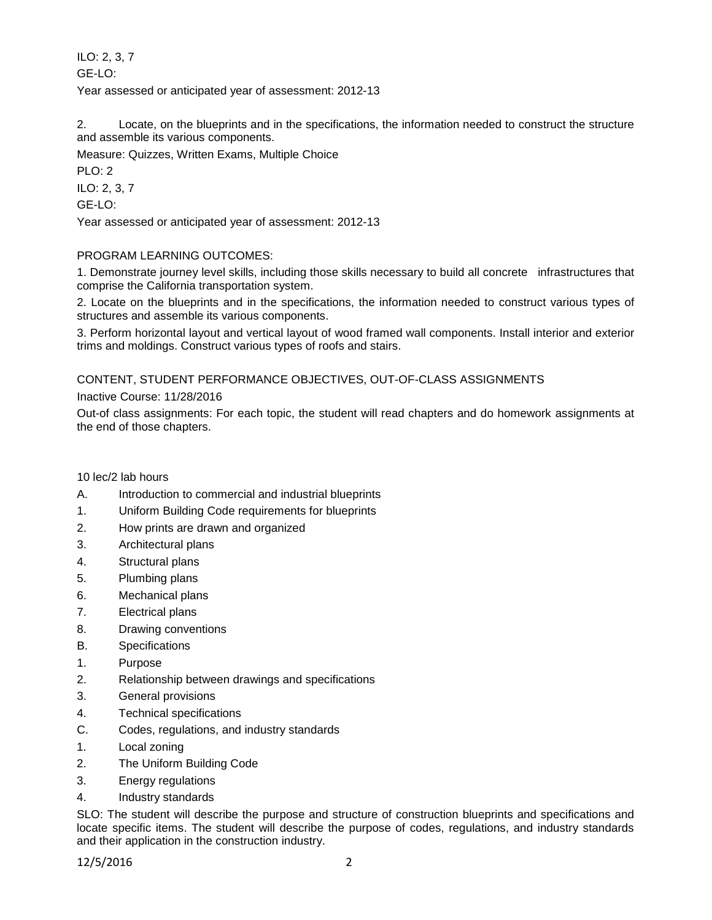ILO: 2, 3, 7

GE-LO:

Year assessed or anticipated year of assessment: 2012-13

2. Locate, on the blueprints and in the specifications, the information needed to construct the structure and assemble its various components.

Measure: Quizzes, Written Exams, Multiple Choice

PLO: 2

ILO: 2, 3, 7

GE-LO:

Year assessed or anticipated year of assessment: 2012-13

PROGRAM LEARNING OUTCOMES:

1. Demonstrate journey level skills, including those skills necessary to build all concrete infrastructures that comprise the California transportation system.

2. Locate on the blueprints and in the specifications, the information needed to construct various types of structures and assemble its various components.

3. Perform horizontal layout and vertical layout of wood framed wall components. Install interior and exterior trims and moldings. Construct various types of roofs and stairs.

CONTENT, STUDENT PERFORMANCE OBJECTIVES, OUT-OF-CLASS ASSIGNMENTS

Inactive Course: 11/28/2016

Out-of class assignments: For each topic, the student will read chapters and do homework assignments at the end of those chapters.

10 lec/2 lab hours

A. Introduction to commercial and industrial blueprints
1. Uniform Building Code requirements for blueprints
2. How prints are drawn and organized
3. Architectural plans
4. Structural plans
5. Plumbing plans
6. Mechanical plans
7. Electrical plans
8. Drawing conventions

B. Specifications
1. Purpose
2. Relationship between drawings and specifications
3. General provisions
4. Technical specifications

C. Codes, regulations, and industry standards
1. Local zoning
2. The Uniform Building Code
3. Energy regulations
4. Industry standards

SLO: The student will describe the purpose and structure of construction blueprints and specifications and locate specific items. The student will describe the purpose of codes, regulations, and industry standards and their application in the construction industry.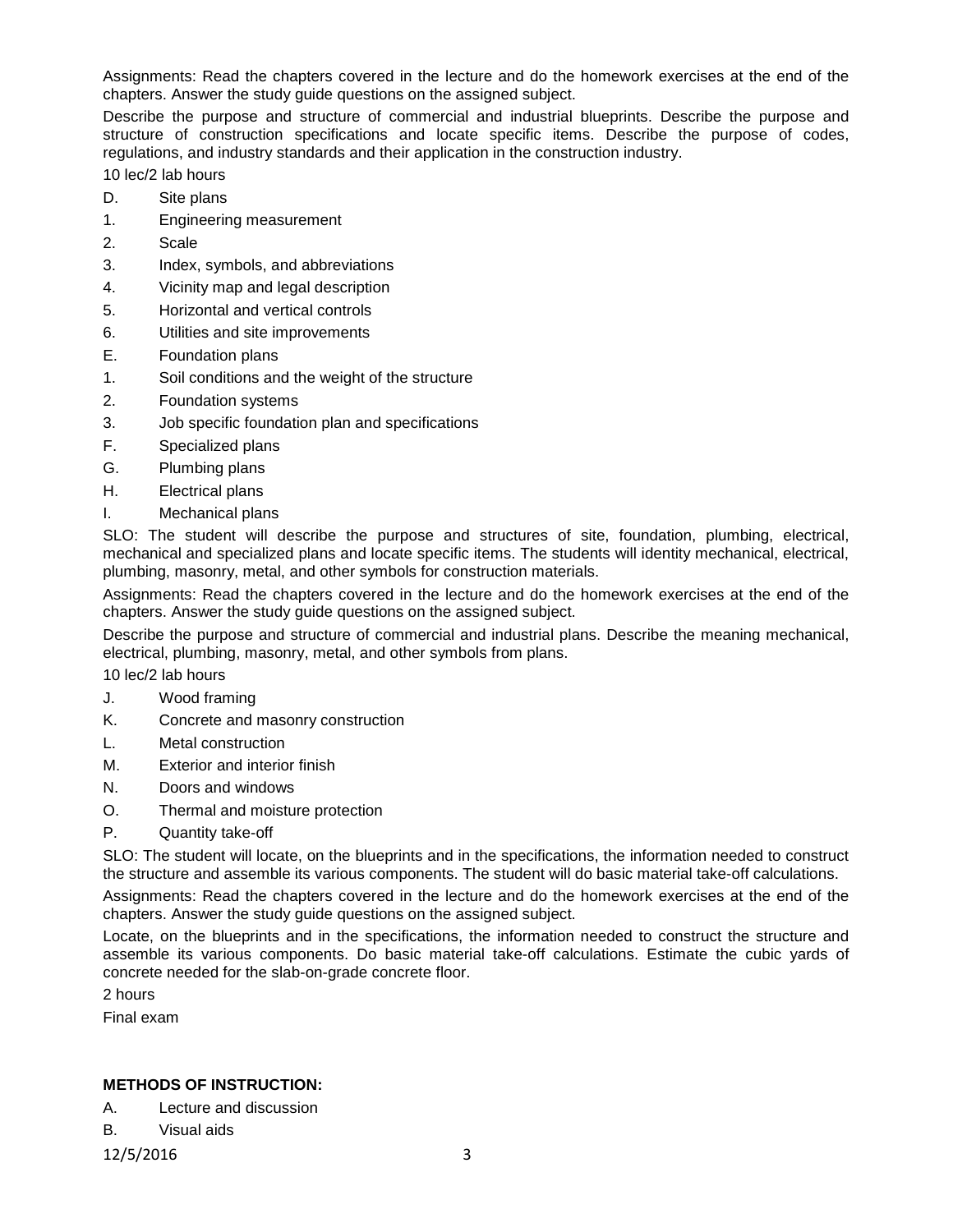Assignments: Read the chapters covered in the lecture and do the homework exercises at the end of the chapters. Answer the study guide questions on the assigned subject.

Describe the purpose and structure of commercial and industrial blueprints. Describe the purpose and structure of construction specifications and locate specific items. Describe the purpose of codes, regulations, and industry standards and their application in the construction industry.

10 lec/2 lab hours

D. Site plans

1. Engineering measurement
2. Scale
3. Index, symbols, and abbreviations
4. Vicinity map and legal description
5. Horizontal and vertical controls
6. Utilities and site improvements

E. Foundation plans

1. Soil conditions and the weight of the structure
2. Foundation systems
3. Job specific foundation plan and specifications

F. Specialized plans

G. Plumbing plans

H. Electrical plans

I. Mechanical plans

SLO: The student will describe the purpose and structures of site, foundation, plumbing, electrical, mechanical and specialized plans and locate specific items. The students will identity mechanical, electrical, plumbing, masonry, metal, and other symbols for construction materials.

Assignments: Read the chapters covered in the lecture and do the homework exercises at the end of the chapters. Answer the study guide questions on the assigned subject.

Describe the purpose and structure of commercial and industrial plans. Describe the meaning mechanical, electrical, plumbing, masonry, metal, and other symbols from plans.

10 lec/2 lab hours

J. Wood framing

K. Concrete and masonry construction

L. Metal construction

M. Exterior and interior finish

N. Doors and windows

O. Thermal and moisture protection

P. Quantity take-off

SLO: The student will locate, on the blueprints and in the specifications, the information needed to construct the structure and assemble its various components. The student will do basic material take-off calculations.

Assignments: Read the chapters covered in the lecture and do the homework exercises at the end of the chapters. Answer the study guide questions on the assigned subject.

Locate, on the blueprints and in the specifications, the information needed to construct the structure and assemble its various components. Do basic material take-off calculations. Estimate the cubic yards of concrete needed for the slab-on-grade concrete floor.

2 hours

Final exam

**METHODS OF INSTRUCTION:**

A. Lecture and discussion

B. Visual aids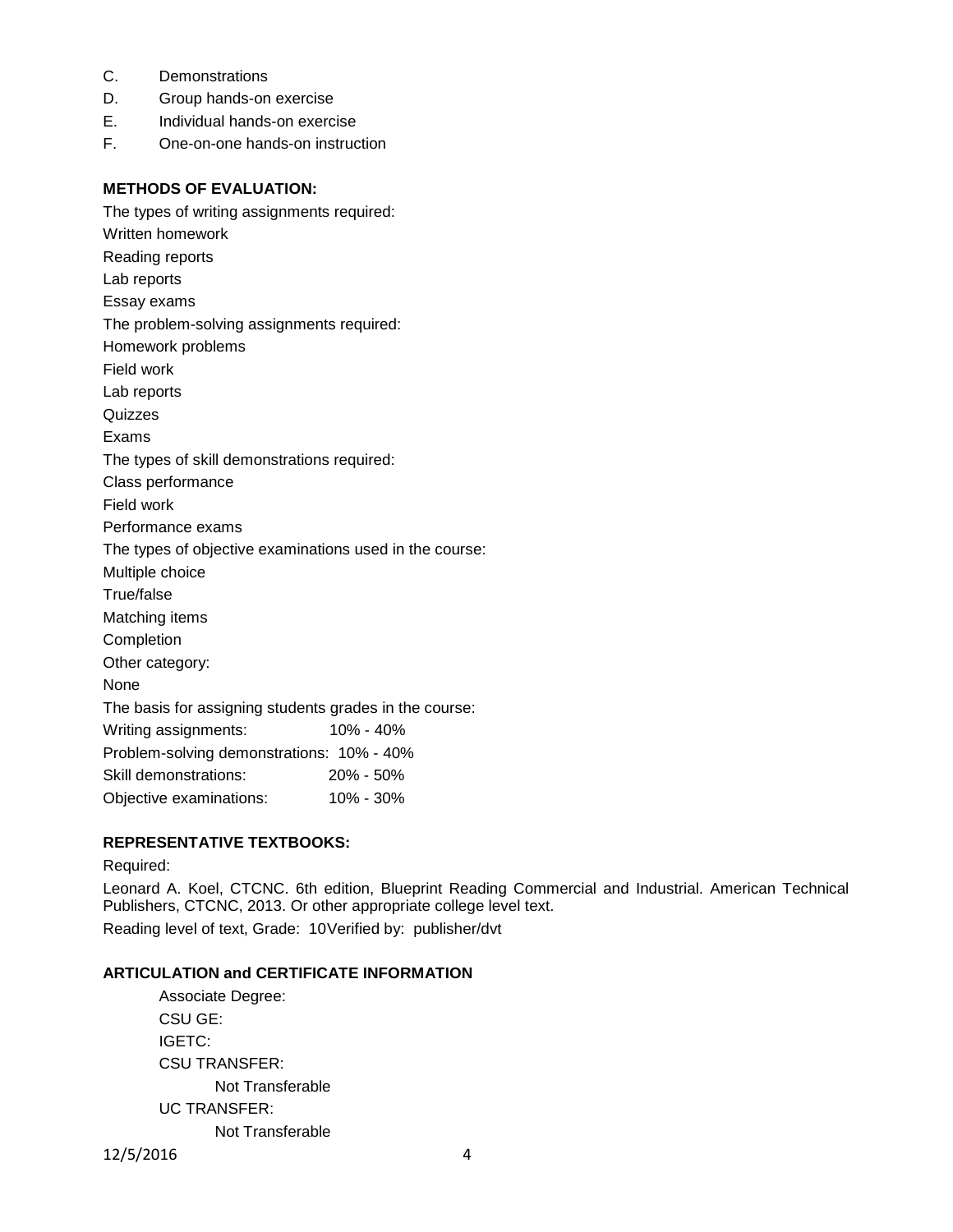C. Demonstrations
D. Group hands-on exercise
E. Individual hands-on exercise
F. One-on-one hands-on instruction

**METHODS OF EVALUATION:**

The types of writing assignments required:
Written homework
Reading reports
Lab reports
Essay exams

The problem-solving assignments required:
Homework problems
Field work
Lab reports
Quizzes
Exams

The types of skill demonstrations required:
Class performance
Field work
Performance exams

The types of objective examinations used in the course:
Multiple choice
True/false
Matching items
Completion

Other category:
None

The basis for assigning students grades in the course:

| | |
|---|---|
| Writing assignments: | 10% - 40% |
| Problem-solving demonstrations: | 10% - 40% |
| Skill demonstrations: | 20% - 50% |
| Objective examinations: | 10% - 30% |

**REPRESENTATIVE TEXTBOOKS:**

Required:

Leonard A. Koel, CTCNC. 6th edition, Blueprint Reading Commercial and Industrial. American Technical Publishers, CTCNC, 2013. Or other appropriate college level text.

Reading level of text, Grade: 10Verified by: publisher/dvt

**ARTICULATION and CERTIFICATE INFORMATION**

Associate Degree:
CSU GE:
IGETC:
CSU TRANSFER:
Not Transferable
UC TRANSFER:
Not Transferable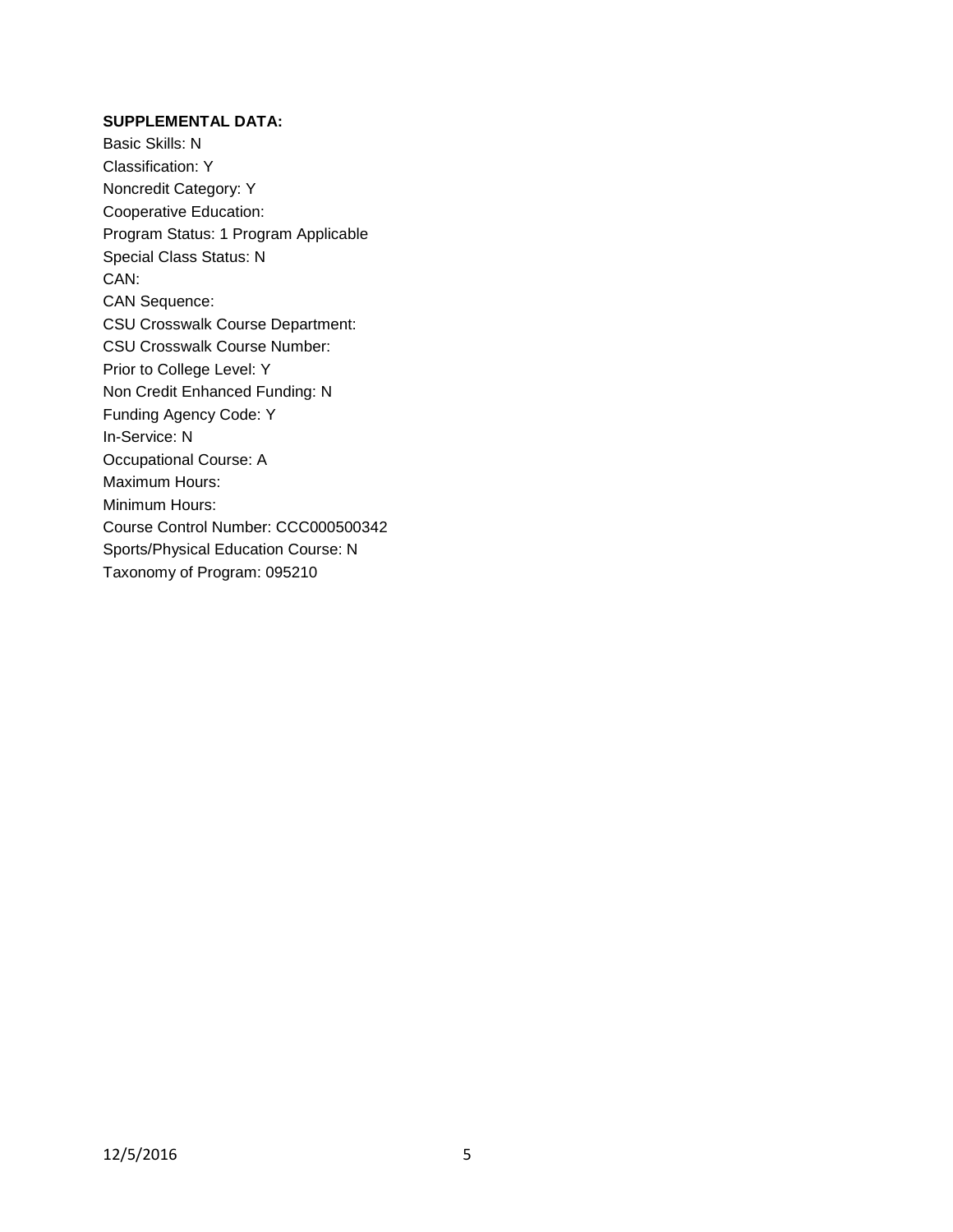**SUPPLEMENTAL DATA:**

Basic Skills: N
Classification: Y
Noncredit Category: Y
Cooperative Education:
Program Status: 1 Program Applicable
Special Class Status: N
CAN:
CAN Sequence:
CSU Crosswalk Course Department:
CSU Crosswalk Course Number:
Prior to College Level: Y
Non Credit Enhanced Funding: N
Funding Agency Code: Y
In-Service: N
Occupational Course: A
Maximum Hours:
Minimum Hours:
Course Control Number: CCC000500342
Sports/Physical Education Course: N
Taxonomy of Program: 095210